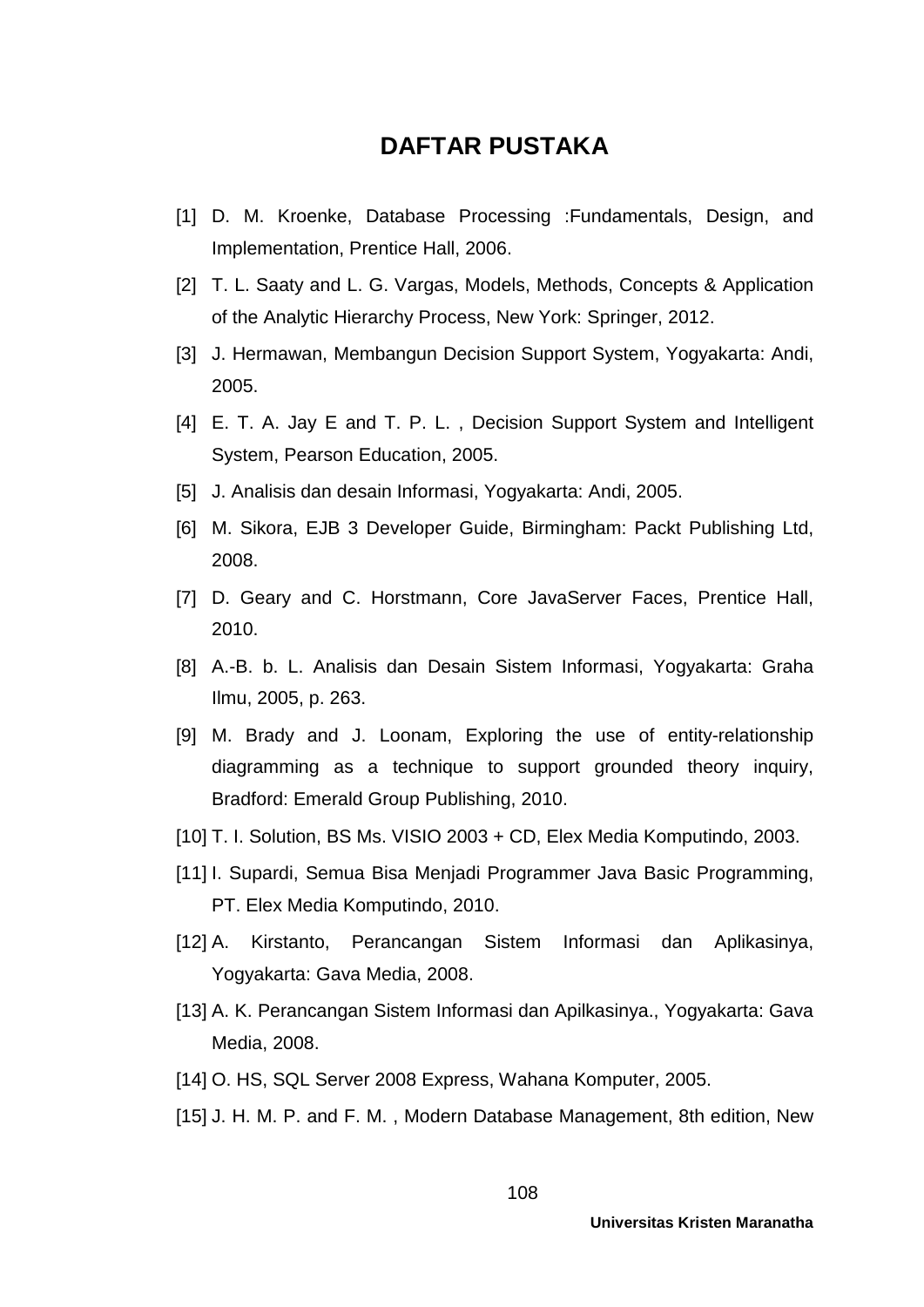# DAFTAR PUSTAKA

[1] D. M. Kroenke, Database Processing :Fundamentals, Design, and Implementation, Prentice Hall, 2006.

[2] T. L. Saaty and L. G. Vargas, Models, Methods, Concepts & Application of the Analytic Hierarchy Process, New York: Springer, 2012.

[3] J. Hermawan, Membangun Decision Support System, Yogyakarta: Andi, 2005.

[4] E. T. A. Jay E and T. P. L. , Decision Support System and Intelligent System, Pearson Education, 2005.

[5] J. Analisis dan desain Informasi, Yogyakarta: Andi, 2005.

[6] M. Sikora, EJB 3 Developer Guide, Birmingham: Packt Publishing Ltd, 2008.

[7] D. Geary and C. Horstmann, Core JavaServer Faces, Prentice Hall, 2010.

[8] A.-B. b. L. Analisis dan Desain Sistem Informasi, Yogyakarta: Graha Ilmu, 2005, p. 263.

[9] M. Brady and J. Loonam, Exploring the use of entity-relationship diagramming as a technique to support grounded theory inquiry, Bradford: Emerald Group Publishing, 2010.

[10] T. I. Solution, BS Ms. VISIO 2003 + CD, Elex Media Komputindo, 2003.

[11] I. Supardi, Semua Bisa Menjadi Programmer Java Basic Programming, PT. Elex Media Komputindo, 2010.

[12] A. Kirstanto, Perancangan Sistem Informasi dan Aplikasinya, Yogyakarta: Gava Media, 2008.

[13] A. K. Perancangan Sistem Informasi dan Apilkasinya., Yogyakarta: Gava Media, 2008.

[14] O. HS, SQL Server 2008 Express, Wahana Komputer, 2005.

[15] J. H. M. P. and F. M. , Modern Database Management, 8th edition, New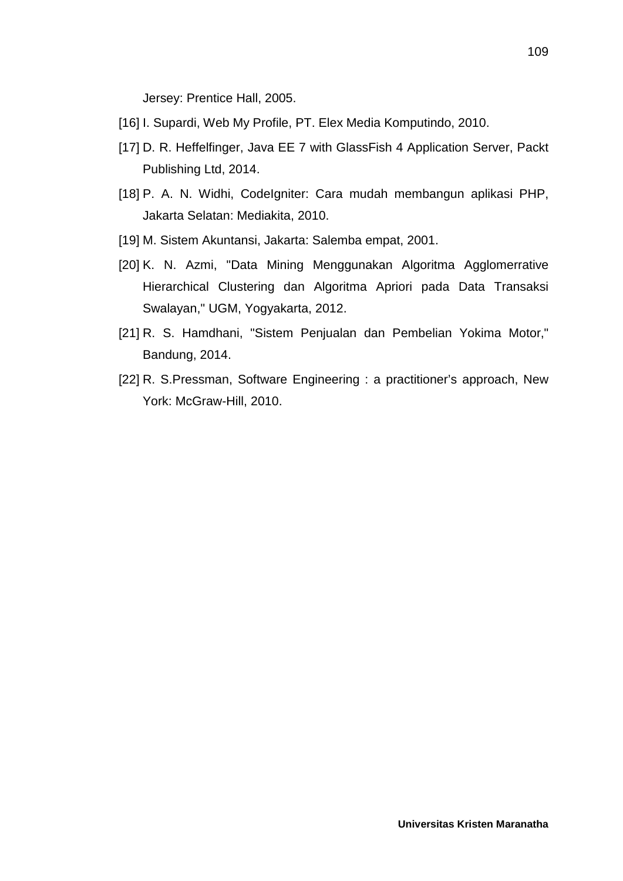Jersey: Prentice Hall, 2005.

[16] I. Supardi, Web My Profile, PT. Elex Media Komputindo, 2010.

[17] D. R. Heffelfinger, Java EE 7 with GlassFish 4 Application Server, Packt Publishing Ltd, 2014.

[18] P. A. N. Widhi, CodeIgniter: Cara mudah membangun aplikasi PHP, Jakarta Selatan: Mediakita, 2010.

[19] M. Sistem Akuntansi, Jakarta: Salemba empat, 2001.

[20] K. N. Azmi, "Data Mining Menggunakan Algoritma Agglomerrative Hierarchical Clustering dan Algoritma Apriori pada Data Transaksi Swalayan," UGM, Yogyakarta, 2012.

[21] R. S. Hamdhani, "Sistem Penjualan dan Pembelian Yokima Motor," Bandung, 2014.

[22] R. S.Pressman, Software Engineering : a practitioner's approach, New York: McGraw-Hill, 2010.